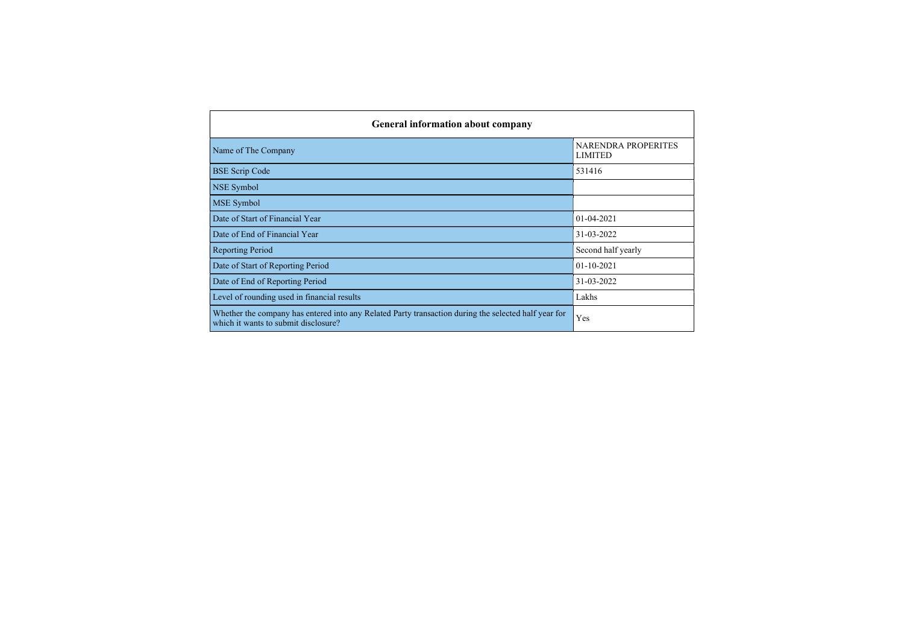| General information about company | |
|---|---|
| Name of The Company | NARENDRA PROPERITES LIMITED |
| BSE Scrip Code | 531416 |
| NSE Symbol | |
| MSE Symbol | |
| Date of Start of Financial Year | 01-04-2021 |
| Date of End of Financial Year | 31-03-2022 |
| Reporting Period | Second half yearly |
| Date of Start of Reporting Period | 01-10-2021 |
| Date of End of Reporting Period | 31-03-2022 |
| Level of rounding used in financial results | Lakhs |
| Whether the company has entered into any Related Party transaction during the selected half year for which it wants to submit disclosure? | Yes |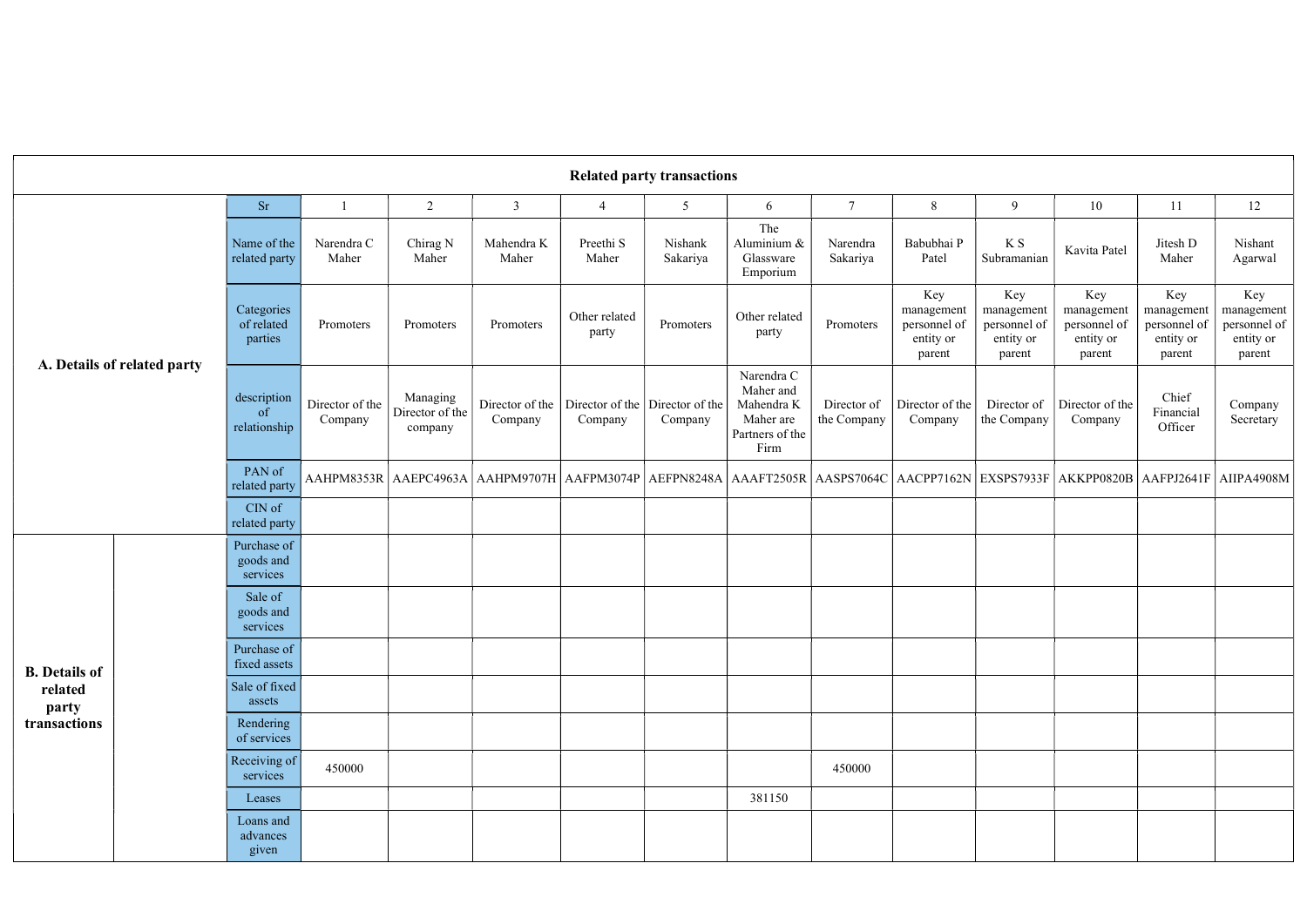| Related party transactions | | | | | | | | | | | | | | |
|---|---|---|---|---|---|---|---|---|---|---|---|---|---|---|
| **A. Details of related party** | | Sr | 1 | 2 | 3 | 4 | 5 | 6 | 7 | 8 | 9 | 10 | 11 | 12 |
| | | Name of the related party | Narendra C Maher | Chirag N Maher | Mahendra K Maher | Preethi S Maher | Nishank Sakariya | The Aluminium & Glassware Emporium | Narendra Sakariya | Babubhai P Patel | K S Subramanian | Kavita Patel | Jitesh D Maher | Nishant Agarwal |
| | | Categories of related parties | Promoters | Promoters | Promoters | Other related party | Promoters | Other related party | Promoters | Key management personnel of entity or parent | Key management personnel of entity or parent | Key management personnel of entity or parent | Key management personnel of entity or parent | Key management personnel of entity or parent |
| | | description of relationship | Director of the Company | Managing Director of the company | Director of the Company | Director of the Company | Director of the Company | Narendra C Maher and Mahendra K Maher are Partners of the Firm | Director of the Company | Director of the Company | Director of the Company | Director of the Company | Chief Financial Officer | Company Secretary |
| | | PAN of related party | AAHPM8353R | AAEPC4963A | AAHPM9707H | AAFPM3074P | AEFPN8248A | AAAFT2505R | AASPS7064C | AACPP7162N | EXSPS7933F | AKKPP0820B | AAFPJ2641F | AIIPA4908M |
| | | CIN of related party | | | | | | | | | | | | |
| **B. Details of related party transactions** | | Purchase of goods and services | | | | | | | | | | | | |
| | | Sale of goods and services | | | | | | | | | | | | |
| | | Purchase of fixed assets | | | | | | | | | | | | |
| | | Sale of fixed assets | | | | | | | | | | | | |
| | | Rendering of services | | | | | | | | | | | | |
| | | Receiving of services | 450000 | | | | | | 450000 | | | | | |
| | | Leases | | | | | | 381150 | | | | | | |
| | | Loans and advances given | | | | | | | | | | | | |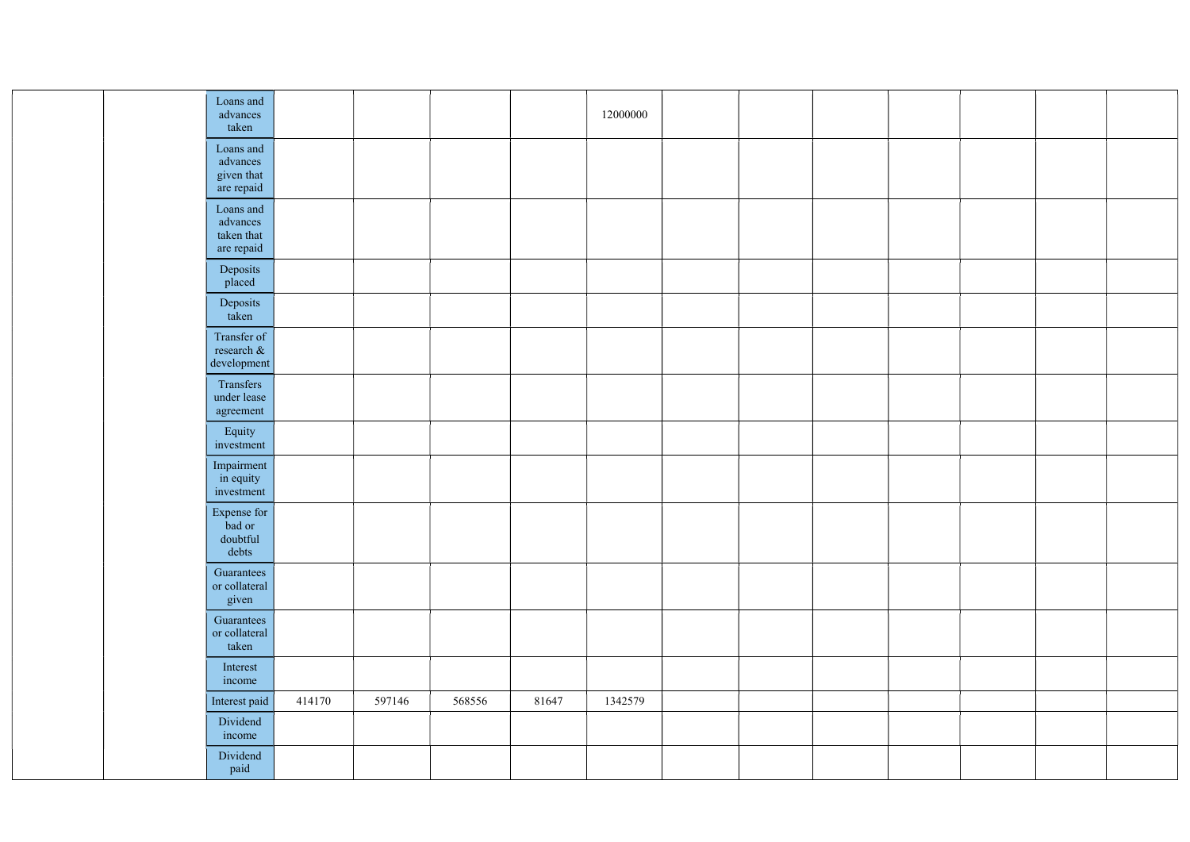| | | | | | | | | | | | | | | |
|---|---|---|---|---|---|---|---|---|---|---|---|---|---|---|
| | | Loans and advances taken | | | | | 12000000 | | | | | | | |
| | | Loans and advances given that are repaid | | | | | | | | | | | | |
| | | Loans and advances taken that are repaid | | | | | | | | | | | | |
| | | Deposits placed | | | | | | | | | | | | |
| | | Deposits taken | | | | | | | | | | | | |
| | | Transfer of research & development | | | | | | | | | | | | |
| | | Transfers under lease agreement | | | | | | | | | | | | |
| | | Equity investment | | | | | | | | | | | | |
| | | Impairment in equity investment | | | | | | | | | | | | |
| | | Expense for bad or doubtful debts | | | | | | | | | | | | |
| | | Guarantees or collateral given | | | | | | | | | | | | |
| | | Guarantees or collateral taken | | | | | | | | | | | | |
| | | Interest income | | | | | | | | | | | | |
| | | Interest paid | 414170 | 597146 | 568556 | 81647 | 1342579 | | | | | | | |
| | | Dividend income | | | | | | | | | | | | |
| | | Dividend paid | | | | | | | | | | | | |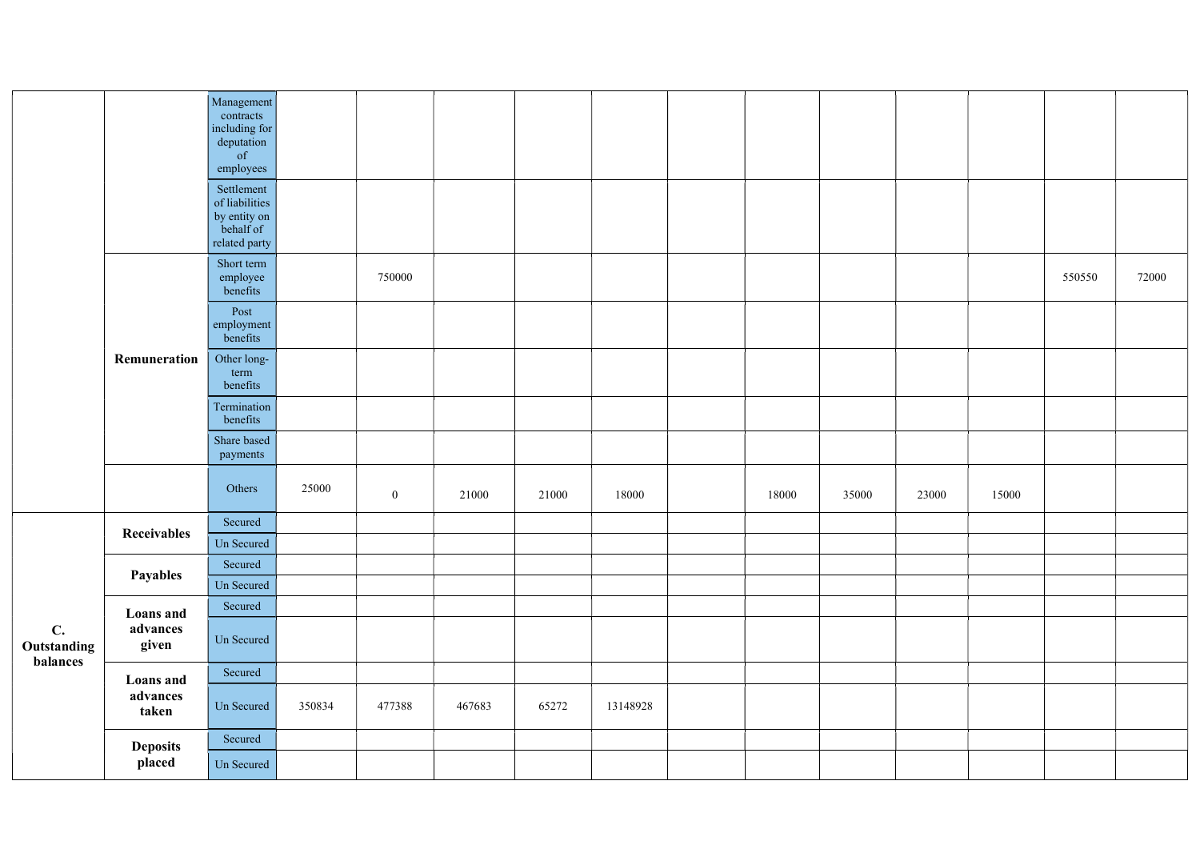| | | | | | | | | | | | | | | |
|---|---|---|---|---|---|---|---|---|---|---|---|---|---|---|
| | | Management contracts including for deputation of employees | | | | | | | | | | | | |
| | | Settlement of liabilities by entity on behalf of related party | | | | | | | | | | | | |
| | **Remuneration** | Short term employee benefits | | 750000 | | | | | | | | | 550550 | 72000 |
| | | Post employment benefits | | | | | | | | | | | | |
| | | Other long-term benefits | | | | | | | | | | | | |
| | | Termination benefits | | | | | | | | | | | | |
| | | Share based payments | | | | | | | | | | | | |
| | | Others | 25000 | 0 | 21000 | 21000 | 18000 | | 18000 | 35000 | 23000 | 15000 | | |
| **C. Outstanding balances** | **Receivables** | Secured | | | | | | | | | | | | |
| | | Un Secured | | | | | | | | | | | | |
| | **Payables** | Secured | | | | | | | | | | | | |
| | | Un Secured | | | | | | | | | | | | |
| | **Loans and advances given** | Secured | | | | | | | | | | | | |
| | | Un Secured | | | | | | | | | | | | |
| | **Loans and advances taken** | Secured | | | | | | | | | | | | |
| | | Un Secured | 350834 | 477388 | 467683 | 65272 | 13148928 | | | | | | | |
| | **Deposits placed** | Secured | | | | | | | | | | | | |
| | | Un Secured | | | | | | | | | | | | |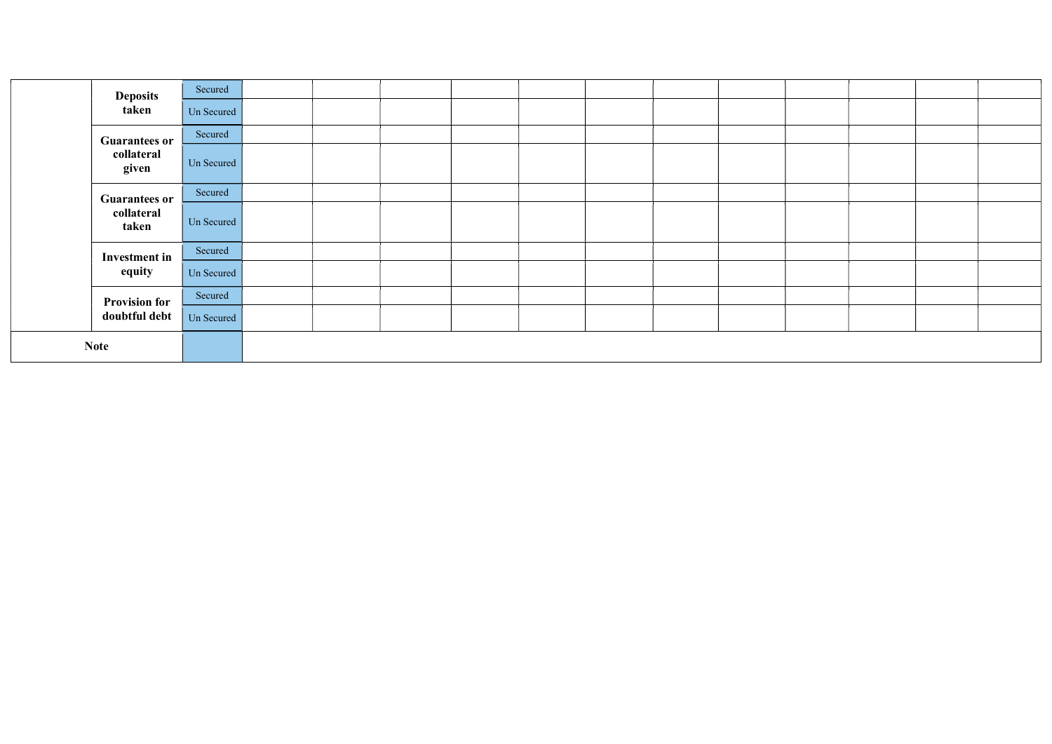| | | | | | | | | | | | | | | |
|---|---|---|---|---|---|---|---|---|---|---|---|---|---|---|
| | **Deposits taken** | Secured | | | | | | | | | | | | |
| | | Un Secured | | | | | | | | | | | | |
| | **Guarantees or collateral given** | Secured | | | | | | | | | | | | |
| | | Un Secured | | | | | | | | | | | | |
| | **Guarantees or collateral taken** | Secured | | | | | | | | | | | | |
| | | Un Secured | | | | | | | | | | | | |
| | **Investment in equity** | Secured | | | | | | | | | | | | |
| | | Un Secured | | | | | | | | | | | | |
| | **Provision for doubtful debt** | Secured | | | | | | | | | | | | |
| | | Un Secured | | | | | | | | | | | | |
| **Note** | | | | | | | | | | | | | | |